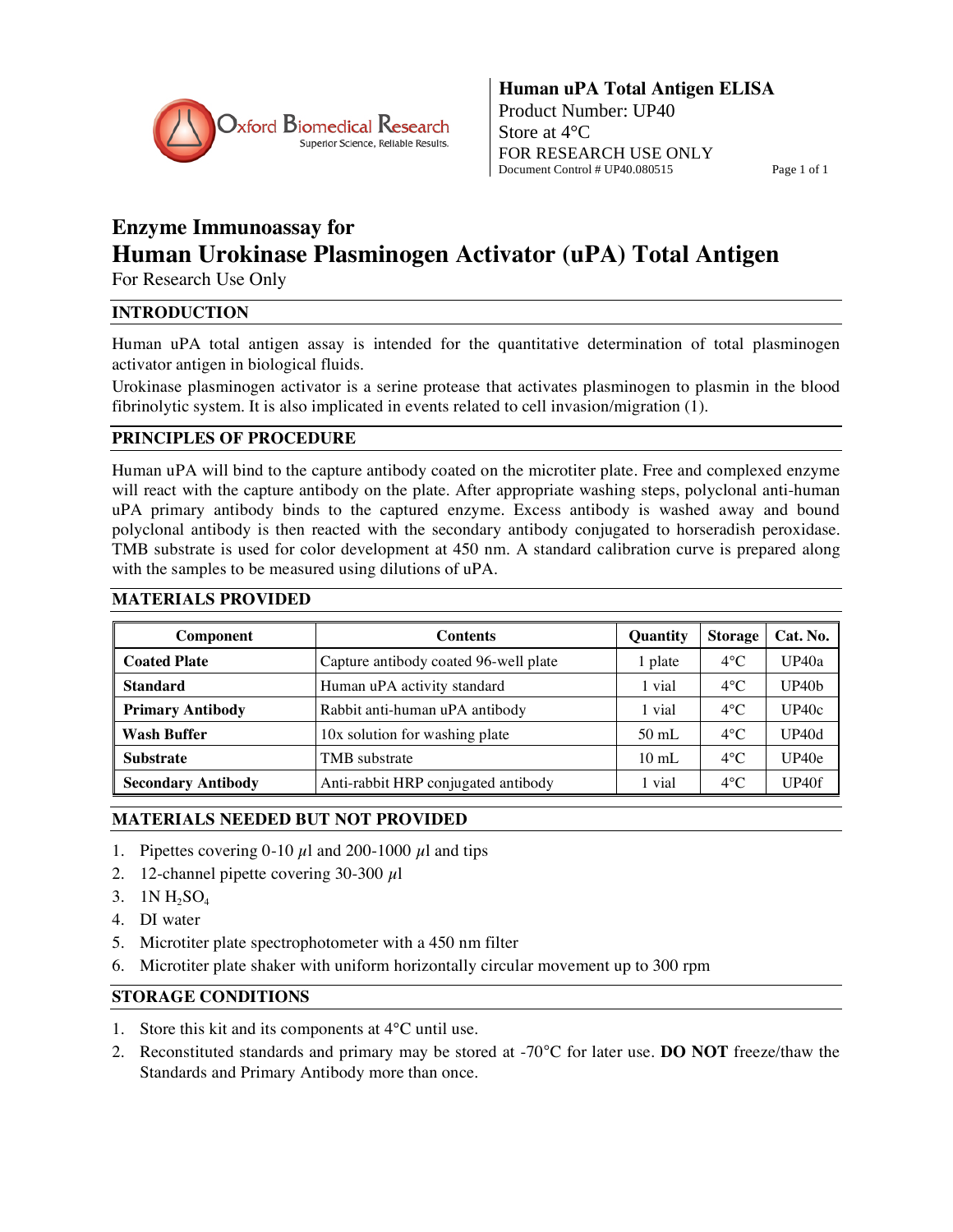Oxford Biomedical Research
Superior Science, Reliable Results.

**Human uPA Total Antigen ELISA**
Product Number: UP40
Store at 4°C
FOR RESEARCH USE ONLY
Document Control # UP40.080515

## Enzyme Immunoassay for

# Human Urokinase Plasminogen Activator (uPA) Total Antigen

For Research Use Only

## INTRODUCTION

Human uPA total antigen assay is intended for the quantitative determination of total plasminogen activator antigen in biological fluids.

Urokinase plasminogen activator is a serine protease that activates plasminogen to plasmin in the blood fibrinolytic system. It is also implicated in events related to cell invasion/migration (1).

## PRINCIPLES OF PROCEDURE

Human uPA will bind to the capture antibody coated on the microtiter plate. Free and complexed enzyme will react with the capture antibody on the plate. After appropriate washing steps, polyclonal anti-human uPA primary antibody binds to the captured enzyme. Excess antibody is washed away and bound polyclonal antibody is then reacted with the secondary antibody conjugated to horseradish peroxidase. TMB substrate is used for color development at 450 nm. A standard calibration curve is prepared along with the samples to be measured using dilutions of uPA.

## MATERIALS PROVIDED

| Component | Contents | Quantity | Storage | Cat. No. |
|---|---|---|---|---|
| **Coated Plate** | Capture antibody coated 96-well plate | 1 plate | 4°C | UP40a |
| **Standard** | Human uPA activity standard | 1 vial | 4°C | UP40b |
| **Primary Antibody** | Rabbit anti-human uPA antibody | 1 vial | 4°C | UP40c |
| **Wash Buffer** | 10x solution for washing plate | 50 mL | 4°C | UP40d |
| **Substrate** | TMB substrate | 10 mL | 4°C | UP40e |
| **Secondary Antibody** | Anti-rabbit HRP conjugated antibody | 1 vial | 4°C | UP40f |

## MATERIALS NEEDED BUT NOT PROVIDED

1. Pipettes covering 0-10 $\mu$l and 200-1000 $\mu$l and tips
2. 12-channel pipette covering 30-300 $\mu$l
3. 1N $H_2SO_4$
4. DI water
5. Microtiter plate spectrophotometer with a 450 nm filter
6. Microtiter plate shaker with uniform horizontally circular movement up to 300 rpm

## STORAGE CONDITIONS

1. Store this kit and its components at 4°C until use.
2. Reconstituted standards and primary may be stored at -70°C for later use. **DO NOT** freeze/thaw the Standards and Primary Antibody more than once.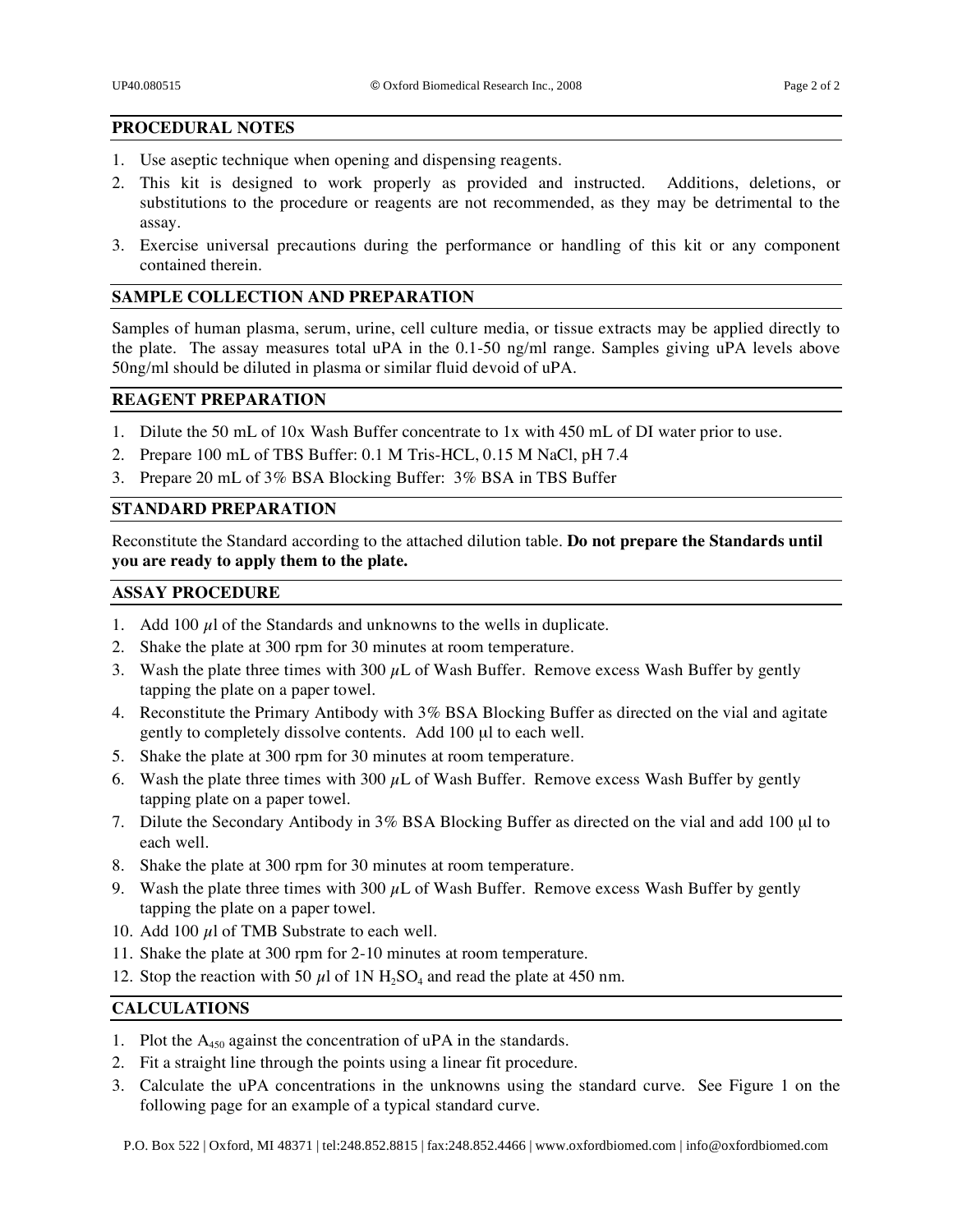## PROCEDURAL NOTES

1. Use aseptic technique when opening and dispensing reagents.
2. This kit is designed to work properly as provided and instructed. Additions, deletions, or substitutions to the procedure or reagents are not recommended, as they may be detrimental to the assay.
3. Exercise universal precautions during the performance or handling of this kit or any component contained therein.

## SAMPLE COLLECTION AND PREPARATION

Samples of human plasma, serum, urine, cell culture media, or tissue extracts may be applied directly to the plate. The assay measures total uPA in the 0.1-50 ng/ml range. Samples giving uPA levels above 50ng/ml should be diluted in plasma or similar fluid devoid of uPA.

## REAGENT PREPARATION

1. Dilute the 50 mL of 10x Wash Buffer concentrate to 1x with 450 mL of DI water prior to use.
2. Prepare 100 mL of TBS Buffer: 0.1 M Tris-HCL, 0.15 M NaCl, pH 7.4
3. Prepare 20 mL of 3% BSA Blocking Buffer: 3% BSA in TBS Buffer

## STANDARD PREPARATION

Reconstitute the Standard according to the attached dilution table. **Do not prepare the Standards until you are ready to apply them to the plate.**

## ASSAY PROCEDURE

1. Add 100 $\mu$l of the Standards and unknowns to the wells in duplicate.
2. Shake the plate at 300 rpm for 30 minutes at room temperature.
3. Wash the plate three times with 300 $\mu$L of Wash Buffer. Remove excess Wash Buffer by gently tapping the plate on a paper towel.
4. Reconstitute the Primary Antibody with 3% BSA Blocking Buffer as directed on the vial and agitate gently to completely dissolve contents. Add 100 µl to each well.
5. Shake the plate at 300 rpm for 30 minutes at room temperature.
6. Wash the plate three times with 300 $\mu$L of Wash Buffer. Remove excess Wash Buffer by gently tapping plate on a paper towel.
7. Dilute the Secondary Antibody in 3% BSA Blocking Buffer as directed on the vial and add 100 µl to each well.
8. Shake the plate at 300 rpm for 30 minutes at room temperature.
9. Wash the plate three times with 300 $\mu$L of Wash Buffer. Remove excess Wash Buffer by gently tapping the plate on a paper towel.
10. Add 100 $\mu$l of TMB Substrate to each well.
11. Shake the plate at 300 rpm for 2-10 minutes at room temperature.
12. Stop the reaction with 50 $\mu$l of 1N $H_2SO_4$ and read the plate at 450 nm.

## CALCULATIONS

1. Plot the $A_{450}$ against the concentration of uPA in the standards.
2. Fit a straight line through the points using a linear fit procedure.
3. Calculate the uPA concentrations in the unknowns using the standard curve. See Figure 1 on the following page for an example of a typical standard curve.

P.O. Box 522 | Oxford, MI 48371 | tel:248.852.8815 | fax:248.852.4466 | www.oxfordbiomed.com | info@oxfordbiomed.com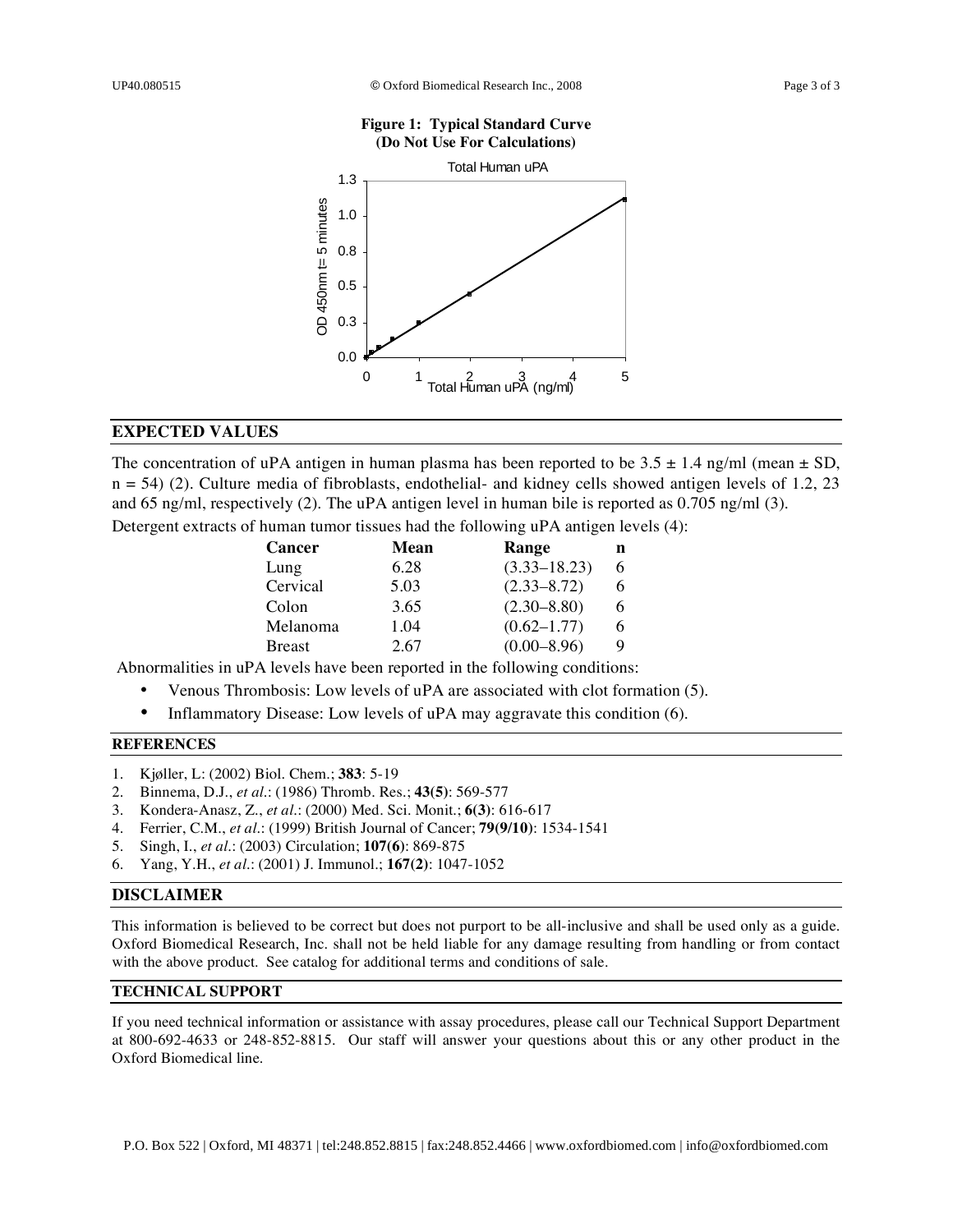**Figure 1: Typical Standard Curve (Do Not Use For Calculations)**

## EXPECTED VALUES

The concentration of uPA antigen in human plasma has been reported to be 3.5 ± 1.4 ng/ml (mean ± SD, n = 54) (2). Culture media of fibroblasts, endothelial- and kidney cells showed antigen levels of 1.2, 23 and 65 ng/ml, respectively (2). The uPA antigen level in human bile is reported as 0.705 ng/ml (3).

Detergent extracts of human tumor tissues had the following uPA antigen levels (4):

| Cancer | Mean | Range | n |
|---|---|---|---|
| Lung | 6.28 | (3.33–18.23) | 6 |
| Cervical | 5.03 | (2.33–8.72) | 6 |
| Colon | 3.65 | (2.30–8.80) | 6 |
| Melanoma | 1.04 | (0.62–1.77) | 6 |
| Breast | 2.67 | (0.00–8.96) | 9 |

Abnormalities in uPA levels have been reported in the following conditions:

- Venous Thrombosis: Low levels of uPA are associated with clot formation (5).
- Inflammatory Disease: Low levels of uPA may aggravate this condition (6).

## REFERENCES

1. Kjøller, L: (2002) Biol. Chem.; **383**: 5-19
2. Binnema, D.J., *et al.*: (1986) Thromb. Res.; **43(5)**: 569-577
3. Kondera-Anasz, Z., *et al.*: (2000) Med. Sci. Monit.; **6(3)**: 616-617
4. Ferrier, C.M., *et al.*: (1999) British Journal of Cancer; **79(9/10)**: 1534-1541
5. Singh, I., *et al.*: (2003) Circulation; **107(6)**: 869-875
6. Yang, Y.H., *et al.*: (2001) J. Immunol.; **167(2)**: 1047-1052

## DISCLAIMER

This information is believed to be correct but does not purport to be all-inclusive and shall be used only as a guide. Oxford Biomedical Research, Inc. shall not be held liable for any damage resulting from handling or from contact with the above product. See catalog for additional terms and conditions of sale.

## TECHNICAL SUPPORT

If you need technical information or assistance with assay procedures, please call our Technical Support Department at 800-692-4633 or 248-852-8815. Our staff will answer your questions about this or any other product in the Oxford Biomedical line.

P.O. Box 522 | Oxford, MI 48371 | tel:248.852.8815 | fax:248.852.4466 | www.oxfordbiomed.com | info@oxfordbiomed.com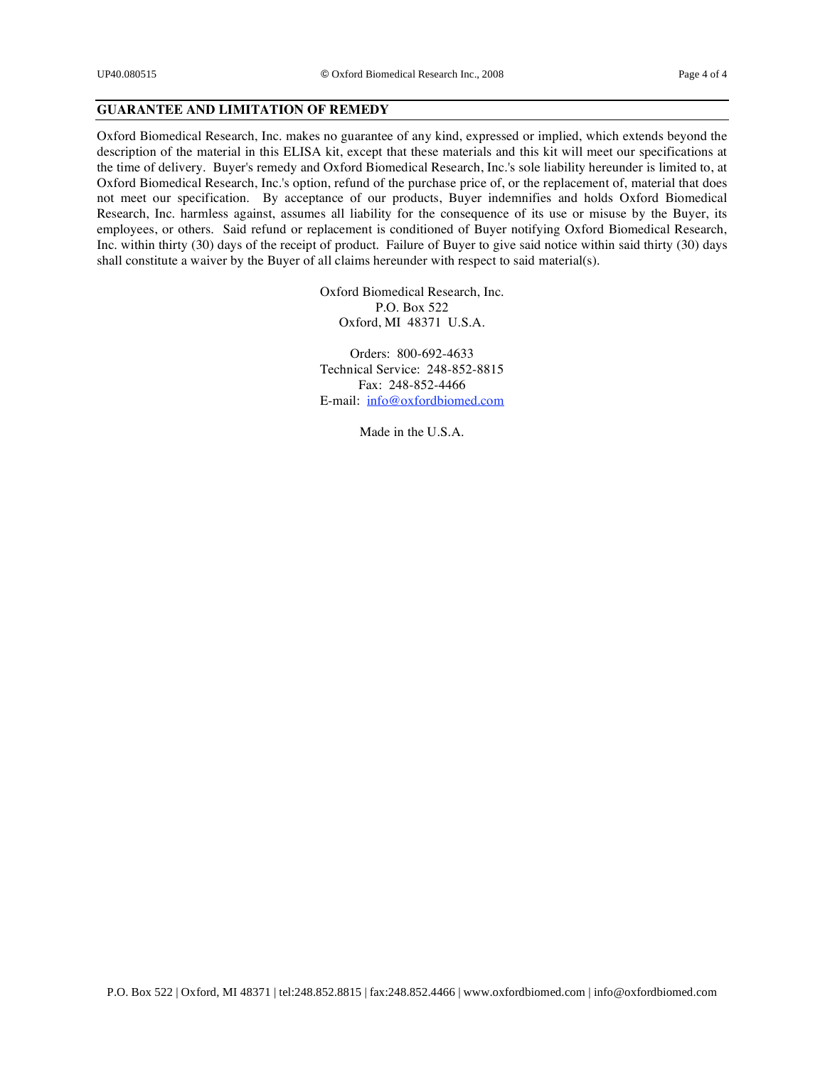## GUARANTEE AND LIMITATION OF REMEDY

Oxford Biomedical Research, Inc. makes no guarantee of any kind, expressed or implied, which extends beyond the description of the material in this ELISA kit, except that these materials and this kit will meet our specifications at the time of delivery. Buyer's remedy and Oxford Biomedical Research, Inc.'s sole liability hereunder is limited to, at Oxford Biomedical Research, Inc.'s option, refund of the purchase price of, or the replacement of, material that does not meet our specification. By acceptance of our products, Buyer indemnifies and holds Oxford Biomedical Research, Inc. harmless against, assumes all liability for the consequence of its use or misuse by the Buyer, its employees, or others. Said refund or replacement is conditioned of Buyer notifying Oxford Biomedical Research, Inc. within thirty (30) days of the receipt of product. Failure of Buyer to give said notice within said thirty (30) days shall constitute a waiver by the Buyer of all claims hereunder with respect to said material(s).

Oxford Biomedical Research, Inc.
P.O. Box 522
Oxford, MI 48371 U.S.A.

Orders: 800-692-4633
Technical Service: 248-852-8815
Fax: 248-852-4466
E-mail: info@oxfordbiomed.com

Made in the U.S.A.